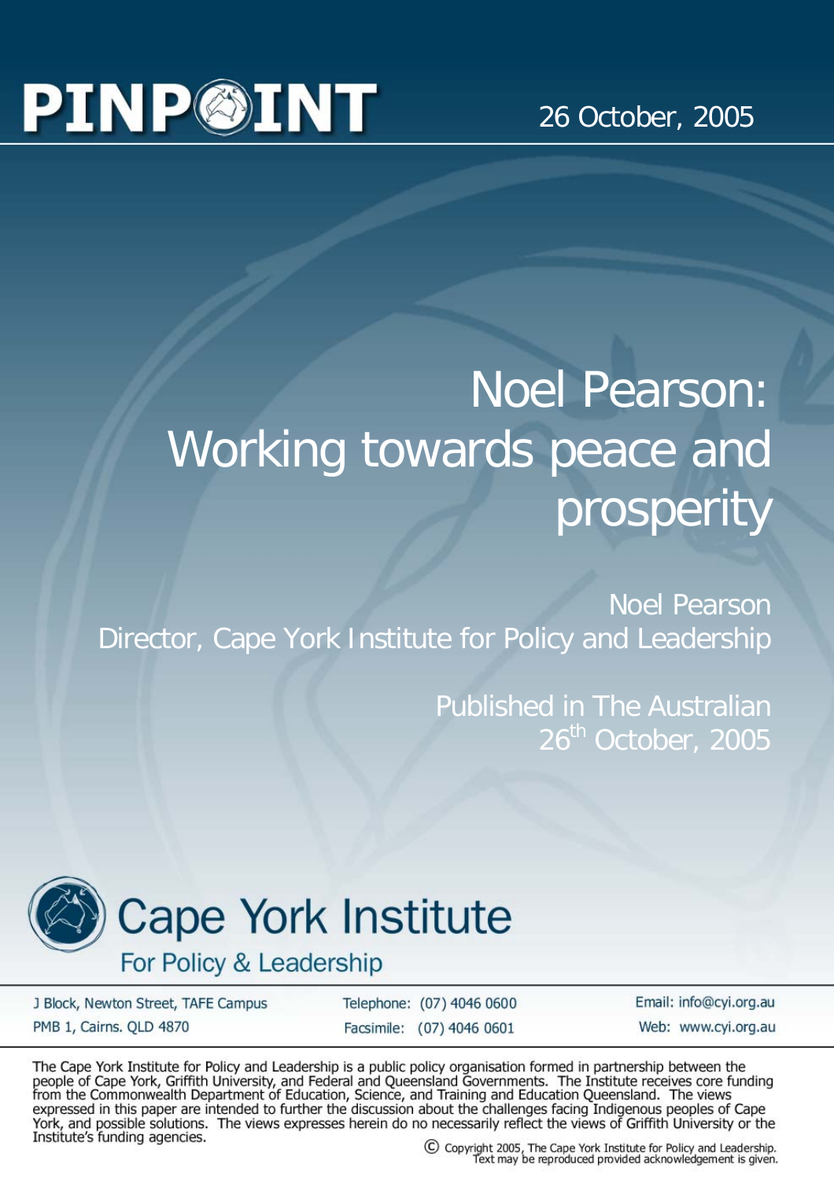# PINPOINT

26 October, 2005

# Noel Pearson: Working towards peace and prosperity

Noel Pearson
Director, Cape York Institute for Policy and Leadership

Published in The Australian
26th October, 2005

**Cape York Institute**
**For Policy & Leadership**

J Block, Newton Street, TAFE Campus
PMB 1, Cairns. QLD 4870

Telephone: (07) 4046 0600
Facsimile: (07) 4046 0601

Email: info@cyi.org.au
Web: www.cyi.org.au

The Cape York Institute for Policy and Leadership is a public policy organisation formed in partnership between the people of Cape York, Griffith University, and Federal and Queensland Governments. The Institute receives core funding from the Commonwealth Department of Education, Science, and Training and Education Queensland. The views expressed in this paper are intended to further the discussion about the challenges facing Indigenous peoples of Cape York, and possible solutions. The views expresses herein do no necessarily reflect the views of Griffith University or the Institute's funding agencies.

© Copyright 2005, The Cape York Institute for Policy and Leadership.
Text may be reproduced provided acknowledgement is given.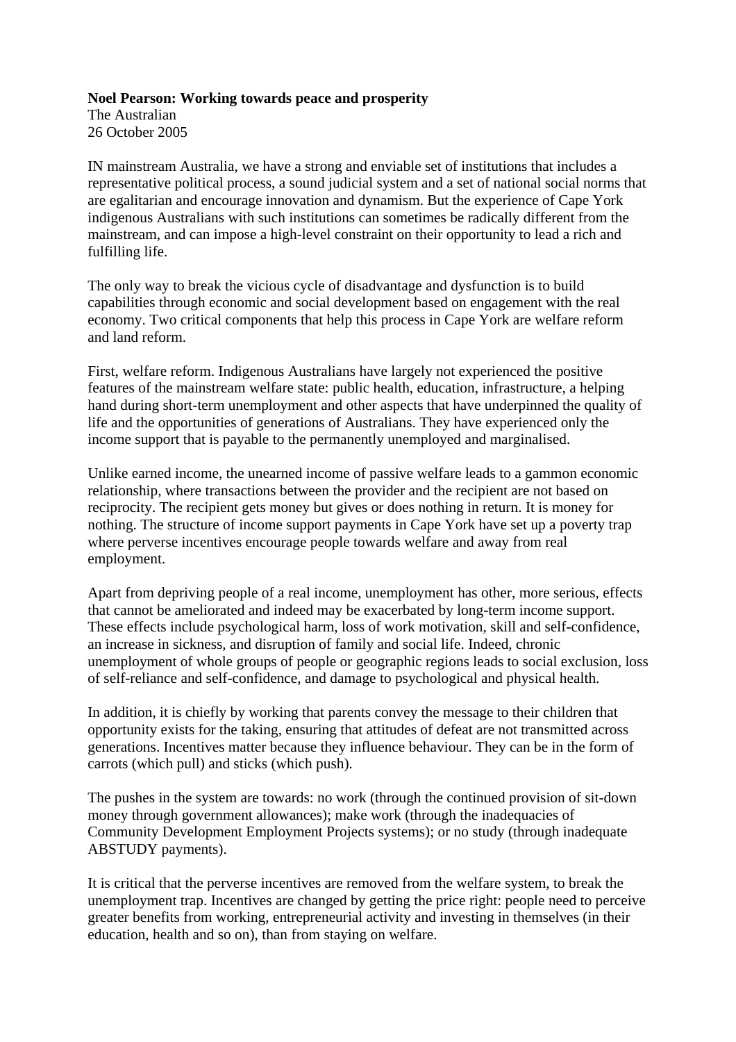**Noel Pearson: Working towards peace and prosperity**
The Australian
26 October 2005

IN mainstream Australia, we have a strong and enviable set of institutions that includes a representative political process, a sound judicial system and a set of national social norms that are egalitarian and encourage innovation and dynamism. But the experience of Cape York indigenous Australians with such institutions can sometimes be radically different from the mainstream, and can impose a high-level constraint on their opportunity to lead a rich and fulfilling life.

The only way to break the vicious cycle of disadvantage and dysfunction is to build capabilities through economic and social development based on engagement with the real economy. Two critical components that help this process in Cape York are welfare reform and land reform.

First, welfare reform. Indigenous Australians have largely not experienced the positive features of the mainstream welfare state: public health, education, infrastructure, a helping hand during short-term unemployment and other aspects that have underpinned the quality of life and the opportunities of generations of Australians. They have experienced only the income support that is payable to the permanently unemployed and marginalised.

Unlike earned income, the unearned income of passive welfare leads to a gammon economic relationship, where transactions between the provider and the recipient are not based on reciprocity. The recipient gets money but gives or does nothing in return. It is money for nothing. The structure of income support payments in Cape York have set up a poverty trap where perverse incentives encourage people towards welfare and away from real employment.

Apart from depriving people of a real income, unemployment has other, more serious, effects that cannot be ameliorated and indeed may be exacerbated by long-term income support. These effects include psychological harm, loss of work motivation, skill and self-confidence, an increase in sickness, and disruption of family and social life. Indeed, chronic unemployment of whole groups of people or geographic regions leads to social exclusion, loss of self-reliance and self-confidence, and damage to psychological and physical health.

In addition, it is chiefly by working that parents convey the message to their children that opportunity exists for the taking, ensuring that attitudes of defeat are not transmitted across generations. Incentives matter because they influence behaviour. They can be in the form of carrots (which pull) and sticks (which push).

The pushes in the system are towards: no work (through the continued provision of sit-down money through government allowances); make work (through the inadequacies of Community Development Employment Projects systems); or no study (through inadequate ABSTUDY payments).

It is critical that the perverse incentives are removed from the welfare system, to break the unemployment trap. Incentives are changed by getting the price right: people need to perceive greater benefits from working, entrepreneurial activity and investing in themselves (in their education, health and so on), than from staying on welfare.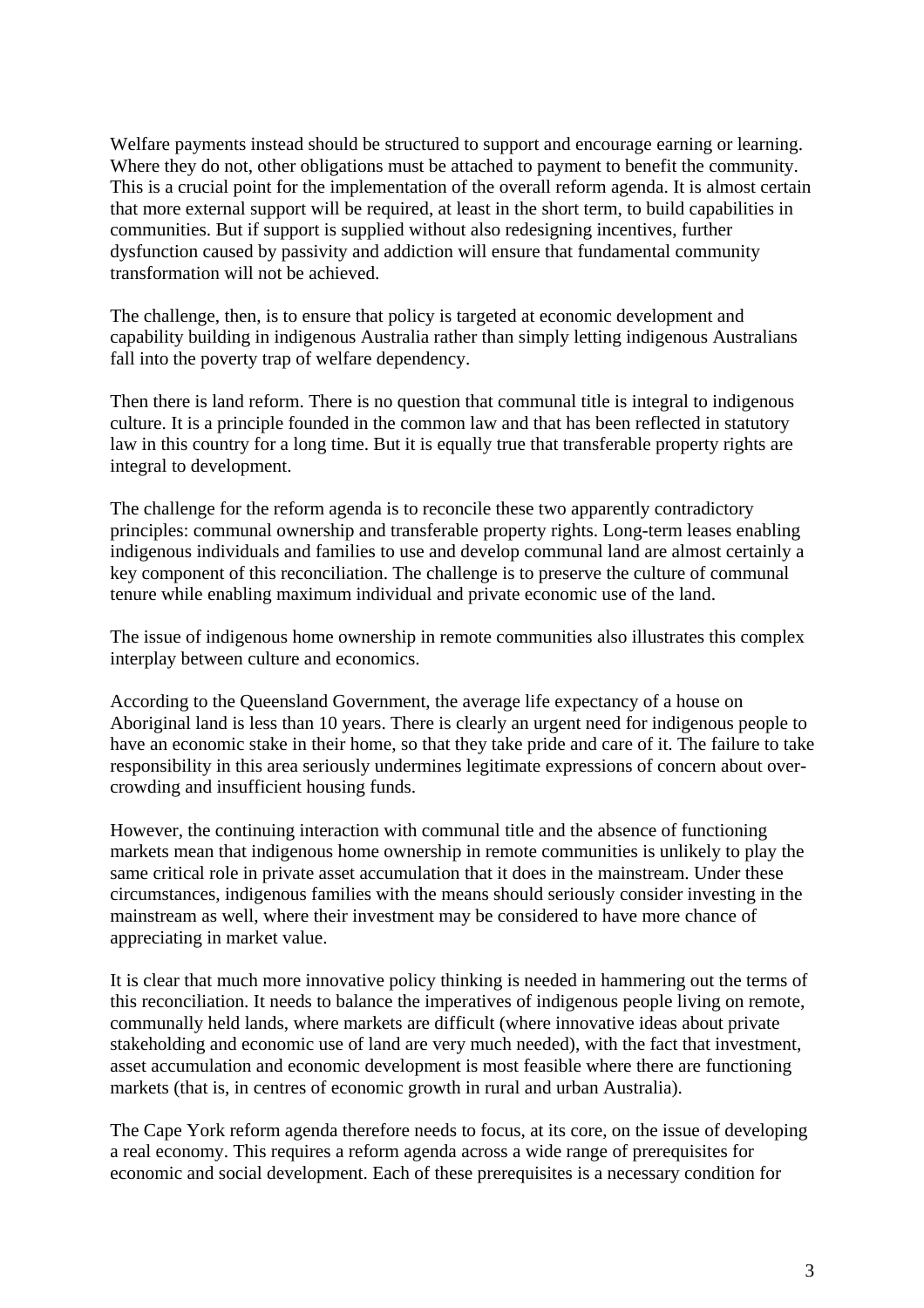Welfare payments instead should be structured to support and encourage earning or learning. Where they do not, other obligations must be attached to payment to benefit the community. This is a crucial point for the implementation of the overall reform agenda. It is almost certain that more external support will be required, at least in the short term, to build capabilities in communities. But if support is supplied without also redesigning incentives, further dysfunction caused by passivity and addiction will ensure that fundamental community transformation will not be achieved.

The challenge, then, is to ensure that policy is targeted at economic development and capability building in indigenous Australia rather than simply letting indigenous Australians fall into the poverty trap of welfare dependency.

Then there is land reform. There is no question that communal title is integral to indigenous culture. It is a principle founded in the common law and that has been reflected in statutory law in this country for a long time. But it is equally true that transferable property rights are integral to development.

The challenge for the reform agenda is to reconcile these two apparently contradictory principles: communal ownership and transferable property rights. Long-term leases enabling indigenous individuals and families to use and develop communal land are almost certainly a key component of this reconciliation. The challenge is to preserve the culture of communal tenure while enabling maximum individual and private economic use of the land.

The issue of indigenous home ownership in remote communities also illustrates this complex interplay between culture and economics.

According to the Queensland Government, the average life expectancy of a house on Aboriginal land is less than 10 years. There is clearly an urgent need for indigenous people to have an economic stake in their home, so that they take pride and care of it. The failure to take responsibility in this area seriously undermines legitimate expressions of concern about over-crowding and insufficient housing funds.

However, the continuing interaction with communal title and the absence of functioning markets mean that indigenous home ownership in remote communities is unlikely to play the same critical role in private asset accumulation that it does in the mainstream. Under these circumstances, indigenous families with the means should seriously consider investing in the mainstream as well, where their investment may be considered to have more chance of appreciating in market value.

It is clear that much more innovative policy thinking is needed in hammering out the terms of this reconciliation. It needs to balance the imperatives of indigenous people living on remote, communally held lands, where markets are difficult (where innovative ideas about private stakeholding and economic use of land are very much needed), with the fact that investment, asset accumulation and economic development is most feasible where there are functioning markets (that is, in centres of economic growth in rural and urban Australia).

The Cape York reform agenda therefore needs to focus, at its core, on the issue of developing a real economy. This requires a reform agenda across a wide range of prerequisites for economic and social development. Each of these prerequisites is a necessary condition for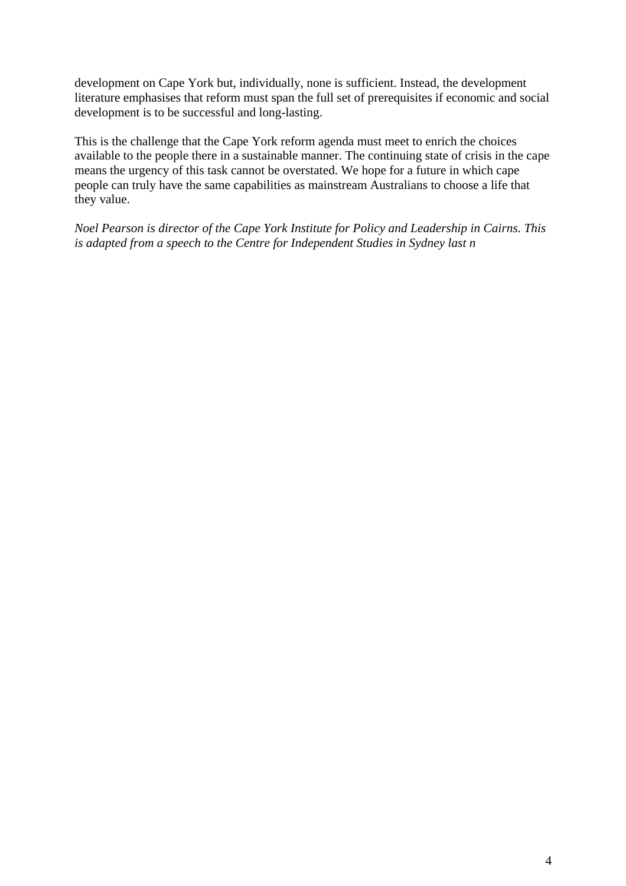development on Cape York but, individually, none is sufficient. Instead, the development literature emphasises that reform must span the full set of prerequisites if economic and social development is to be successful and long-lasting.

This is the challenge that the Cape York reform agenda must meet to enrich the choices available to the people there in a sustainable manner. The continuing state of crisis in the cape means the urgency of this task cannot be overstated. We hope for a future in which cape people can truly have the same capabilities as mainstream Australians to choose a life that they value.

*Noel Pearson is director of the Cape York Institute for Policy and Leadership in Cairns. This is adapted from a speech to the Centre for Independent Studies in Sydney last n*